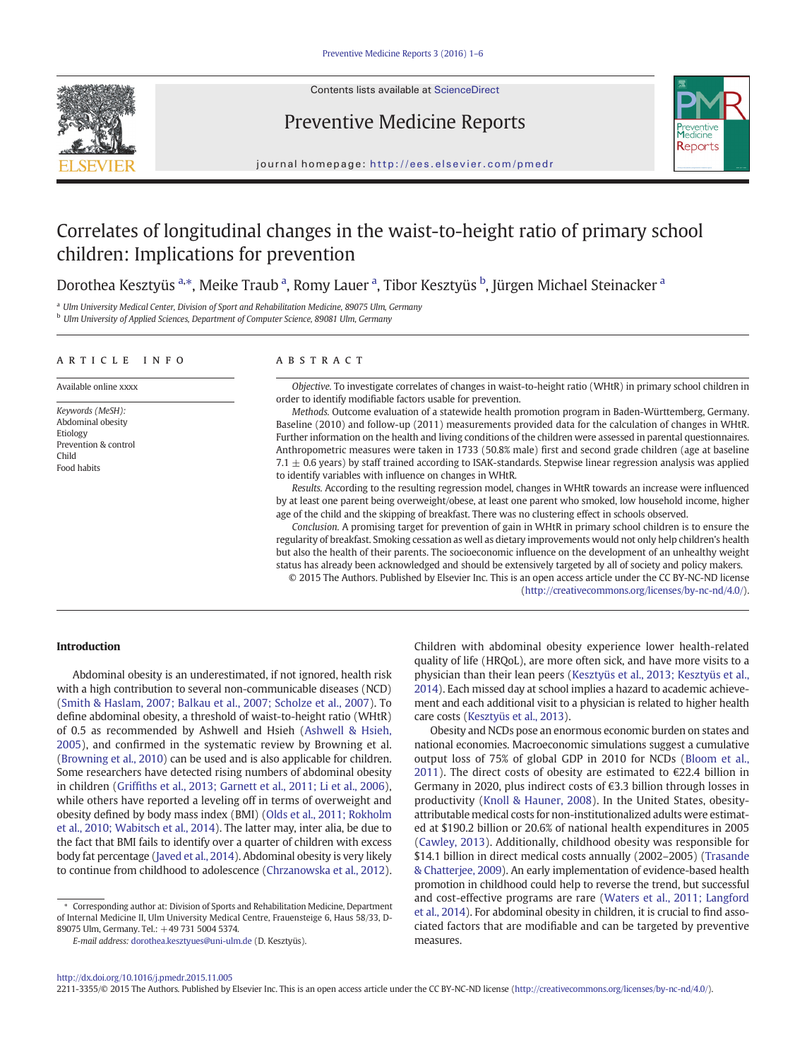Contents lists available at ScienceDirect

Preventive Medicine Reports

journal homepage: http://ees.elsevier.com/pmedr

# Correlates of longitudinal changes in the waist-to-height ratio of primary school children: Implications for prevention

Dorothea Kesztyüs [a,*], Meike Traub [a], Romy Lauer [a], Tibor Kesztyüs [b], Jürgen Michael Steinacker [a]

[a] Ulm University Medical Center, Division of Sport and Rehabilitation Medicine, 89075 Ulm, Germany
[b] Ulm University of Applied Sciences, Department of Computer Science, 89081 Ulm, Germany

## ARTICLE INFO

Available online xxxx

*Keywords (MeSH):*
Abdominal obesity
Etiology
Prevention & control
Child
Food habits

## ABSTRACT

*Objective.* To investigate correlates of changes in waist-to-height ratio (WHtR) in primary school children in order to identify modifiable factors usable for prevention.

*Methods.* Outcome evaluation of a statewide health promotion program in Baden-Württemberg, Germany. Baseline (2010) and follow-up (2011) measurements provided data for the calculation of changes in WHtR. Further information on the health and living conditions of the children were assessed in parental questionnaires. Anthropometric measures were taken in 1733 (50.8% male) first and second grade children (age at baseline $7.1 \pm 0.6$ years) by staff trained according to ISAK-standards. Stepwise linear regression analysis was applied to identify variables with influence on changes in WHtR.

*Results.* According to the resulting regression model, changes in WHtR towards an increase were influenced by at least one parent being overweight/obese, at least one parent who smoked, low household income, higher age of the child and the skipping of breakfast. There was no clustering effect in schools observed.

*Conclusion.* A promising target for prevention of gain in WHtR in primary school children is to ensure the regularity of breakfast. Smoking cessation as well as dietary improvements would not only help children's health but also the health of their parents. The socioeconomic influence on the development of an unhealthy weight status has already been acknowledged and should be extensively targeted by all of society and policy makers.

© 2015 The Authors. Published by Elsevier Inc. This is an open access article under the CC BY-NC-ND license (http://creativecommons.org/licenses/by-nc-nd/4.0/).

## Introduction

Abdominal obesity is an underestimated, if not ignored, health risk with a high contribution to several non-communicable diseases (NCD) (Smith & Haslam, 2007; Balkau et al., 2007; Scholze et al., 2007). To define abdominal obesity, a threshold of waist-to-height ratio (WHtR) of 0.5 as recommended by Ashwell and Hsieh (Ashwell & Hsieh, 2005), and confirmed in the systematic review by Browning et al. (Browning et al., 2010) can be used and is also applicable for children. Some researchers have detected rising numbers of abdominal obesity in children (Griffiths et al., 2013; Garnett et al., 2011; Li et al., 2006), while others have reported a leveling off in terms of overweight and obesity defined by body mass index (BMI) (Olds et al., 2011; Rokholm et al., 2010; Wabitsch et al., 2014). The latter may, inter alia, be due to the fact that BMI fails to identify over a quarter of children with excess body fat percentage (Javed et al., 2014). Abdominal obesity is very likely to continue from childhood to adolescence (Chrzanowska et al., 2012). Children with abdominal obesity experience lower health-related quality of life (HRQoL), are more often sick, and have more visits to a physician than their lean peers (Kesztyüs et al., 2013; Kesztyüs et al., 2014). Each missed day at school implies a hazard to academic achievement and each additional visit to a physician is related to higher health care costs (Kesztyüs et al., 2013).

Obesity and NCDs pose an enormous economic burden on states and national economies. Macroeconomic simulations suggest a cumulative output loss of 75% of global GDP in 2010 for NCDs (Bloom et al., 2011). The direct costs of obesity are estimated to €22.4 billion in Germany in 2020, plus indirect costs of €3.3 billion through losses in productivity (Knoll & Hauner, 2008). In the United States, obesity-attributable medical costs for non-institutionalized adults were estimated at $190.2 billion or 20.6% of national health expenditures in 2005 (Cawley, 2013). Additionally, childhood obesity was responsible for $14.1 billion in direct medical costs annually (2002–2005) (Trasande & Chatterjee, 2009). An early implementation of evidence-based health promotion in childhood could help to reverse the trend, but successful and cost-effective programs are rare (Waters et al., 2011; Langford et al., 2014). For abdominal obesity in children, it is crucial to find associated factors that are modifiable and can be targeted by preventive measures.

\* Corresponding author at: Division of Sports and Rehabilitation Medicine, Department of Internal Medicine II, Ulm University Medical Centre, Frauensteige 6, Haus 58/33, D-89075 Ulm, Germany. Tel.: +49 731 5004 5374.

*E-mail address:* dorothea.kesztyues@uni-ulm.de (D. Kesztyüs).

http://dx.doi.org/10.1016/j.pmedr.2015.11.005
2211-3355/© 2015 The Authors. Published by Elsevier Inc. This is an open access article under the CC BY-NC-ND license (http://creativecommons.org/licenses/by-nc-nd/4.0/).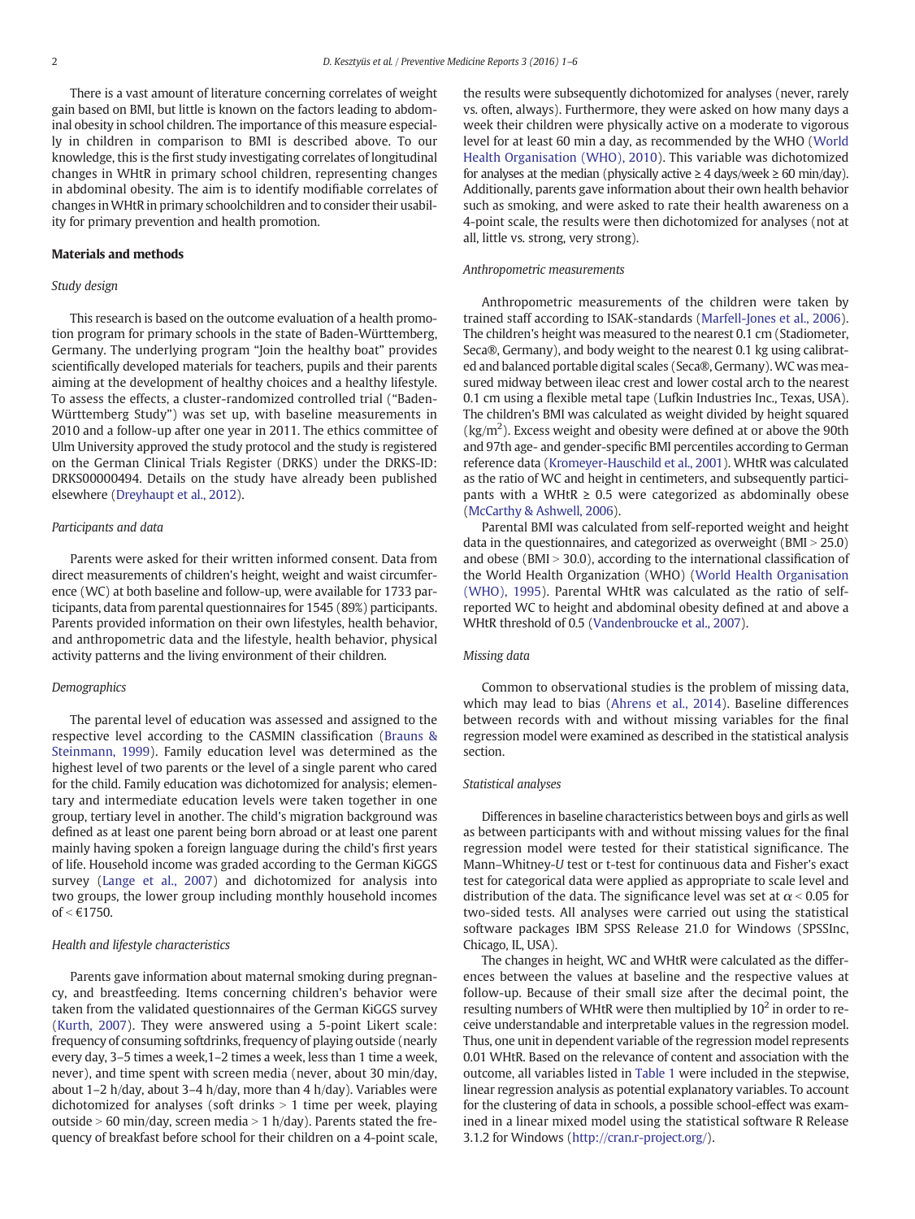There is a vast amount of literature concerning correlates of weight gain based on BMI, but little is known on the factors leading to abdominal obesity in school children. The importance of this measure especially in children in comparison to BMI is described above. To our knowledge, this is the first study investigating correlates of longitudinal changes in WHtR in primary school children, representing changes in abdominal obesity. The aim is to identify modifiable correlates of changes in WHtR in primary schoolchildren and to consider their usability for primary prevention and health promotion.

## Materials and methods

### Study design

This research is based on the outcome evaluation of a health promotion program for primary schools in the state of Baden-Württemberg, Germany. The underlying program "Join the healthy boat" provides scientifically developed materials for teachers, pupils and their parents aiming at the development of healthy choices and a healthy lifestyle. To assess the effects, a cluster-randomized controlled trial ("Baden-Württemberg Study") was set up, with baseline measurements in 2010 and a follow-up after one year in 2011. The ethics committee of Ulm University approved the study protocol and the study is registered on the German Clinical Trials Register (DRKS) under the DRKS-ID: DRKS00000494. Details on the study have already been published elsewhere (Dreyhaupt et al., 2012).

### Participants and data

Parents were asked for their written informed consent. Data from direct measurements of children's height, weight and waist circumference (WC) at both baseline and follow-up, were available for 1733 participants, data from parental questionnaires for 1545 (89%) participants. Parents provided information on their own lifestyles, health behavior, and anthropometric data and the lifestyle, health behavior, physical activity patterns and the living environment of their children.

### Demographics

The parental level of education was assessed and assigned to the respective level according to the CASMIN classification (Brauns & Steinmann, 1999). Family education level was determined as the highest level of two parents or the level of a single parent who cared for the child. Family education was dichotomized for analysis; elementary and intermediate education levels were taken together in one group, tertiary level in another. The child's migration background was defined as at least one parent being born abroad or at least one parent mainly having spoken a foreign language during the child's first years of life. Household income was graded according to the German KiGGS survey (Lange et al., 2007) and dichotomized for analysis into two groups, the lower group including monthly household incomes of < €1750.

### Health and lifestyle characteristics

Parents gave information about maternal smoking during pregnancy, and breastfeeding. Items concerning children's behavior were taken from the validated questionnaires of the German KiGGS survey (Kurth, 2007). They were answered using a 5-point Likert scale: frequency of consuming softdrinks, frequency of playing outside (nearly every day, 3–5 times a week,1–2 times a week, less than 1 time a week, never), and time spent with screen media (never, about 30 min/day, about 1–2 h/day, about 3–4 h/day, more than 4 h/day). Variables were dichotomized for analyses (soft drinks > 1 time per week, playing outside > 60 min/day, screen media > 1 h/day). Parents stated the frequency of breakfast before school for their children on a 4-point scale, the results were subsequently dichotomized for analyses (never, rarely vs. often, always). Furthermore, they were asked on how many days a week their children were physically active on a moderate to vigorous level for at least 60 min a day, as recommended by the WHO (World Health Organisation (WHO), 2010). This variable was dichotomized for analyses at the median (physically active ≥ 4 days/week ≥ 60 min/day). Additionally, parents gave information about their own health behavior such as smoking, and were asked to rate their health awareness on a 4-point scale, the results were then dichotomized for analyses (not at all, little vs. strong, very strong).

### Anthropometric measurements

Anthropometric measurements of the children were taken by trained staff according to ISAK-standards (Marfell-Jones et al., 2006). The children's height was measured to the nearest 0.1 cm (Stadiometer, Seca®, Germany), and body weight to the nearest 0.1 kg using calibrated and balanced portable digital scales (Seca®, Germany). WC was measured midway between ileac crest and lower costal arch to the nearest 0.1 cm using a flexible metal tape (Lufkin Industries Inc., Texas, USA). The children's BMI was calculated as weight divided by height squared ($kg/m^2$). Excess weight and obesity were defined at or above the 90th and 97th age- and gender-specific BMI percentiles according to German reference data (Kromeyer-Hauschild et al., 2001). WHtR was calculated as the ratio of WC and height in centimeters, and subsequently participants with a WHtR ≥ 0.5 were categorized as abdominally obese (McCarthy & Ashwell, 2006).

Parental BMI was calculated from self-reported weight and height data in the questionnaires, and categorized as overweight (BMI > 25.0) and obese (BMI > 30.0), according to the international classification of the World Health Organization (WHO) (World Health Organisation (WHO), 1995). Parental WHtR was calculated as the ratio of self-reported WC to height and abdominal obesity defined at and above a WHtR threshold of 0.5 (Vandenbroucke et al., 2007).

### Missing data

Common to observational studies is the problem of missing data, which may lead to bias (Ahrens et al., 2014). Baseline differences between records with and without missing variables for the final regression model were examined as described in the statistical analysis section.

### Statistical analyses

Differences in baseline characteristics between boys and girls as well as between participants with and without missing values for the final regression model were tested for their statistical significance. The Mann–Whitney-*U* test or t-test for continuous data and Fisher's exact test for categorical data were applied as appropriate to scale level and distribution of the data. The significance level was set at $\alpha < 0.05$ for two-sided tests. All analyses were carried out using the statistical software packages IBM SPSS Release 21.0 for Windows (SPSSInc, Chicago, IL, USA).

The changes in height, WC and WHtR were calculated as the differences between the values at baseline and the respective values at follow-up. Because of their small size after the decimal point, the resulting numbers of WHtR were then multiplied by $10^2$ in order to receive understandable and interpretable values in the regression model. Thus, one unit in dependent variable of the regression model represents 0.01 WHtR. Based on the relevance of content and association with the outcome, all variables listed in Table 1 were included in the stepwise, linear regression analysis as potential explanatory variables. To account for the clustering of data in schools, a possible school-effect was examined in a linear mixed model using the statistical software R Release 3.1.2 for Windows (http://cran.r-project.org/).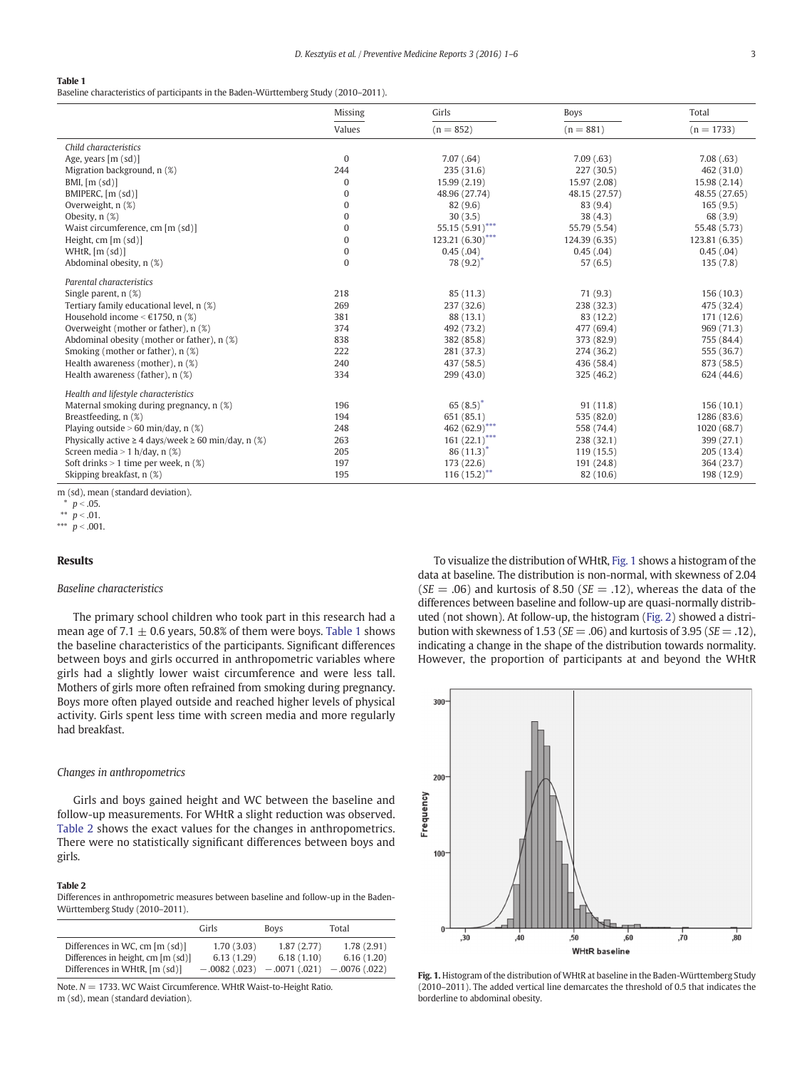**Table 1**
Baseline characteristics of participants in the Baden-Württemberg Study (2010–2011).

| | Missing | Girls | Boys | Total |
|---|---|---|---|---|
| | Values | (n = 852) | (n = 881) | (n = 1733) |
| *Child characteristics* | | | | |
| Age, years [m (sd)] | 0 | 7.07 (.64) | 7.09 (.63) | 7.08 (.63) |
| Migration background, n (%) | 244 | 235 (31.6) | 227 (30.5) | 462 (31.0) |
| BMI, [m (sd)] | 0 | 15.99 (2.19) | 15.97 (2.08) | 15.98 (2.14) |
| BMIPERC, [m (sd)] | 0 | 48.96 (27.74) | 48.15 (27.57) | 48.55 (27.65) |
| Overweight, n (%) | 0 | 82 (9.6) | 83 (9.4) | 165 (9.5) |
| Obesity, n (%) | 0 | 30 (3.5) | 38 (4.3) | 68 (3.9) |
| Waist circumference, cm [m (sd)] | 0 | 55.15 (5.91)*** | 55.79 (5.54) | 55.48 (5.73) |
| Height, cm [m (sd)] | 0 | 123.21 (6.30)*** | 124.39 (6.35) | 123.81 (6.35) |
| WHtR, [m (sd)] | 0 | 0.45 (.04) | 0.45 (.04) | 0.45 (.04) |
| Abdominal obesity, n (%) | 0 | 78 (9.2)* | 57 (6.5) | 135 (7.8) |
| *Parental characteristics* | | | | |
| Single parent, n (%) | 218 | 85 (11.3) | 71 (9.3) | 156 (10.3) |
| Tertiary family educational level, n (%) | 269 | 237 (32.6) | 238 (32.3) | 475 (32.4) |
| Household income < €1750, n (%) | 381 | 88 (13.1) | 83 (12.2) | 171 (12.6) |
| Overweight (mother or father), n (%) | 374 | 492 (73.2) | 477 (69.4) | 969 (71.3) |
| Abdominal obesity (mother or father), n (%) | 838 | 382 (85.8) | 373 (82.9) | 755 (84.4) |
| Smoking (mother or father), n (%) | 222 | 281 (37.3) | 274 (36.2) | 555 (36.7) |
| Health awareness (mother), n (%) | 240 | 437 (58.5) | 436 (58.4) | 873 (58.5) |
| Health awareness (father), n (%) | 334 | 299 (43.0) | 325 (46.2) | 624 (44.6) |
| *Health and lifestyle characteristics* | | | | |
| Maternal smoking during pregnancy, n (%) | 196 | 65 (8.5)* | 91 (11.8) | 156 (10.1) |
| Breastfeeding, n (%) | 194 | 651 (85.1) | 535 (82.0) | 1286 (83.6) |
| Playing outside > 60 min/day, n (%) | 248 | 462 (62.9)*** | 558 (74.4) | 1020 (68.7) |
| Physically active ≥ 4 days/week ≥ 60 min/day, n (%) | 263 | 161 (22.1)*** | 238 (32.1) | 399 (27.1) |
| Screen media > 1 h/day, n (%) | 205 | 86 (11.3)* | 119 (15.5) | 205 (13.4) |
| Soft drinks > 1 time per week, n (%) | 197 | 173 (22.6) | 191 (24.8) | 364 (23.7) |
| Skipping breakfast, n (%) | 195 | 116 (15.2)** | 82 (10.6) | 198 (12.9) |

m (sd), mean (standard deviation).
* $p < .05$.
** $p < .01$.
*** $p < .001$.

## Results

### Baseline characteristics

The primary school children who took part in this research had a mean age of 7.1 ± 0.6 years, 50.8% of them were boys. Table 1 shows the baseline characteristics of the participants. Significant differences between boys and girls occurred in anthropometric variables where girls had a slightly lower waist circumference and were less tall. Mothers of girls more often refrained from smoking during pregnancy. Boys more often played outside and reached higher levels of physical activity. Girls spent less time with screen media and more regularly had breakfast.

### Changes in anthropometrics

Girls and boys gained height and WC between the baseline and follow-up measurements. For WHtR a slight reduction was observed. Table 2 shows the exact values for the changes in anthropometrics. There were no statistically significant differences between boys and girls.

**Table 2**
Differences in anthropometric measures between baseline and follow-up in the Baden-Württemberg Study (2010–2011).

| | Girls | Boys | Total |
|---|---|---|---|
| Differences in WC, cm [m (sd)] | 1.70 (3.03) | 1.87 (2.77) | 1.78 (2.91) |
| Differences in height, cm [m (sd)] | 6.13 (1.29) | 6.18 (1.10) | 6.16 (1.20) |
| Differences in WHtR, [m (sd)] | −.0082 (.023) | −.0071 (.021) | −.0076 (.022) |

Note. N = 1733. WC Waist Circumference. WHtR Waist-to-Height Ratio.
m (sd), mean (standard deviation).

To visualize the distribution of WHtR, Fig. 1 shows a histogram of the data at baseline. The distribution is non-normal, with skewness of 2.04 ($SE = .06$) and kurtosis of 8.50 ($SE = .12$), whereas the data of the differences between baseline and follow-up are quasi-normally distributed (not shown). At follow-up, the histogram (Fig. 2) showed a distribution with skewness of 1.53 ($SE = .06$) and kurtosis of 3.95 ($SE = .12$), indicating a change in the shape of the distribution towards normality. However, the proportion of participants at and beyond the WHtR

**Fig. 1.** Histogram of the distribution of WHtR at baseline in the Baden-Württemberg Study (2010–2011). The added vertical line demarcates the threshold of 0.5 that indicates the borderline to abdominal obesity.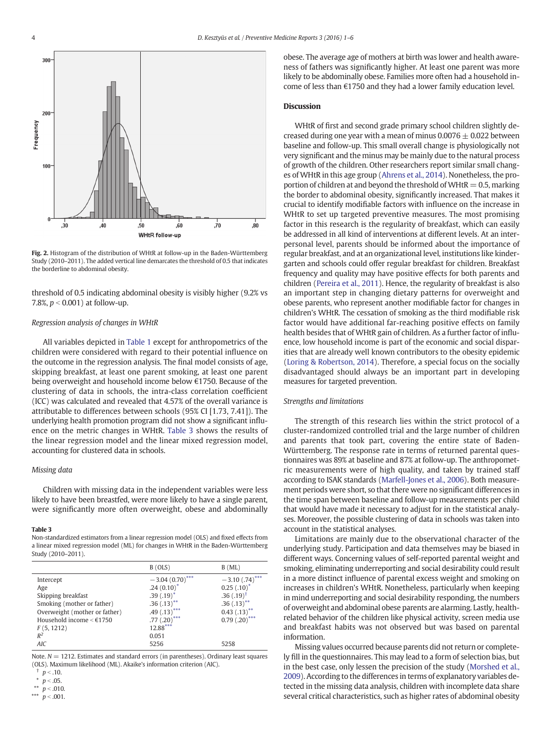Fig. 2. Histogram of the distribution of WHtR at follow-up in the Baden-Württemberg Study (2010–2011). The added vertical line demarcates the threshold of 0.5 that indicates the borderline to abdominal obesity.

threshold of 0.5 indicating abdominal obesity is visibly higher (9.2% vs 7.8%, $p < 0.001$) at follow-up.

### *Regression analysis of changes in WHtR*

All variables depicted in Table 1 except for anthropometrics of the children were considered with regard to their potential influence on the outcome in the regression analysis. The final model consists of age, skipping breakfast, at least one parent smoking, at least one parent being overweight and household income below €1750. Because of the clustering of data in schools, the intra-class correlation coefficient (ICC) was calculated and revealed that 4.57% of the overall variance is attributable to differences between schools (95% CI [1.73, 7.41]). The underlying health promotion program did not show a significant influence on the metric changes in WHtR. Table 3 shows the results of the linear regression model and the linear mixed regression model, accounting for clustered data in schools.

### *Missing data*

Children with missing data in the independent variables were less likely to have been breastfed, were more likely to have a single parent, were significantly more often overweight, obese and abdominally obese. The average age of mothers at birth was lower and health awareness of fathers was significantly higher. At least one parent was more likely to be abdominally obese. Families more often had a household income of less than €1750 and they had a lower family education level.

**Table 3**
Non-standardized estimators from a linear regression model (OLS) and fixed effects from a linear mixed regression model (ML) for changes in WHtR in the Baden-Württemberg Study (2010–2011).

| | B (OLS) | B (ML) |
|---|---|---|
| Intercept | −3.04 (0.70)*** | −3.10 (.74)*** |
| Age | .24 (0.10)* | 0.25 (.10)* |
| Skipping breakfast | .39 (.19)* | .36 (.19)† |
| Smoking (mother or father) | .36 (.13)** | .36 (.13)** |
| Overweight (mother or father) | .49 (.13)*** | 0.43 (.13)** |
| Household income < €1750 | .77 (.20)*** | 0.79 (.20)*** |
| $F$ (5, 1212) | 12.88*** | |
| $R^2$ | 0.051 | |
| AIC | 5256 | 5258 |

Note. $N = 1212$. Estimates and standard errors (in parentheses). Ordinary least squares (OLS). Maximum likelihood (ML). Akaike's information criterion (AIC).
† $p < .10$.
* $p < .05$.
** $p < .010$.
*** $p < .001$.

## Discussion

WHtR of first and second grade primary school children slightly decreased during one year with a mean of minus $0.0076 \pm 0.022$ between baseline and follow-up. This small overall change is physiologically not very significant and the minus may be mainly due to the natural process of growth of the children. Other researchers report similar small changes of WHtR in this age group (Ahrens et al., 2014). Nonetheless, the proportion of children at and beyond the threshold of WHtR = 0.5, marking the border to abdominal obesity, significantly increased. That makes it crucial to identify modifiable factors with influence on the increase in WHtR to set up targeted preventive measures. The most promising factor in this research is the regularity of breakfast, which can easily be addressed in all kind of interventions at different levels. At an interpersonal level, parents should be informed about the importance of regular breakfast, and at an organizational level, institutions like kindergarten and schools could offer regular breakfast for children. Breakfast frequency and quality may have positive effects for both parents and children (Pereira et al., 2011). Hence, the regularity of breakfast is also an important step in changing dietary patterns for overweight and obese parents, who represent another modifiable factor for changes in children's WHtR. The cessation of smoking as the third modifiable risk factor would have additional far-reaching positive effects on family health besides that of WHtR gain of children. As a further factor of influence, low household income is part of the economic and social disparities that are already well known contributors to the obesity epidemic (Loring & Robertson, 2014). Therefore, a special focus on the socially disadvantaged should always be an important part in developing measures for targeted prevention.

### *Strengths and limitations*

The strength of this research lies within the strict protocol of a cluster-randomized controlled trial and the large number of children and parents that took part, covering the entire state of Baden-Württemberg. The response rate in terms of returned parental questionnaires was 89% at baseline and 87% at follow-up. The anthropometric measurements were of high quality, and taken by trained staff according to ISAK standards (Marfell-Jones et al., 2006). Both measurement periods were short, so that there were no significant differences in the time span between baseline and follow-up measurements per child that would have made it necessary to adjust for in the statistical analyses. Moreover, the possible clustering of data in schools was taken into account in the statistical analyses.

Limitations are mainly due to the observational character of the underlying study. Participation and data themselves may be biased in different ways. Concerning values of self-reported parental weight and smoking, eliminating underreporting and social desirability could result in a more distinct influence of parental excess weight and smoking on increases in children's WHtR. Nonetheless, particularly when keeping in mind underreporting and social desirability responding, the numbers of overweight and abdominal obese parents are alarming. Lastly, health-related behavior of the children like physical activity, screen media use and breakfast habits was not observed but was based on parental information.

Missing values occurred because parents did not return or completely fill in the questionnaires. This may lead to a form of selection bias, but in the best case, only lessen the precision of the study (Morshed et al., 2009). According to the differences in terms of explanatory variables detected in the missing data analysis, children with incomplete data share several critical characteristics, such as higher rates of abdominal obesity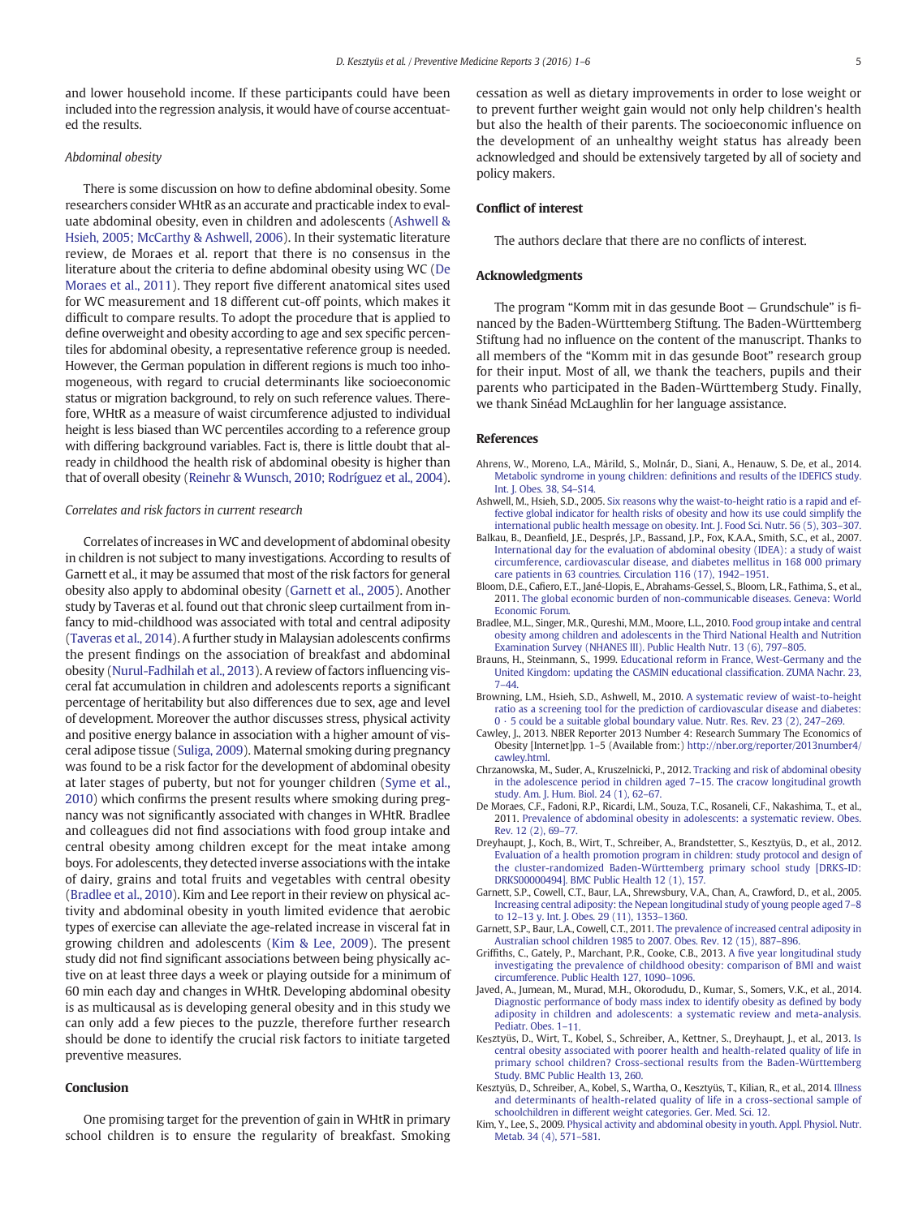and lower household income. If these participants could have been included into the regression analysis, it would have of course accentuated the results.

*Abdominal obesity*

There is some discussion on how to define abdominal obesity. Some researchers consider WHtR as an accurate and practicable index to evaluate abdominal obesity, even in children and adolescents (Ashwell & Hsieh, 2005; McCarthy & Ashwell, 2006). In their systematic literature review, de Moraes et al. report that there is no consensus in the literature about the criteria to define abdominal obesity using WC (De Moraes et al., 2011). They report five different anatomical sites used for WC measurement and 18 different cut-off points, which makes it difficult to compare results. To adopt the procedure that is applied to define overweight and obesity according to age and sex specific percentiles for abdominal obesity, a representative reference group is needed. However, the German population in different regions is much too inhomogeneous, with regard to crucial determinants like socioeconomic status or migration background, to rely on such reference values. Therefore, WHtR as a measure of waist circumference adjusted to individual height is less biased than WC percentiles according to a reference group with differing background variables. Fact is, there is little doubt that already in childhood the health risk of abdominal obesity is higher than that of overall obesity (Reinehr & Wunsch, 2010; Rodríguez et al., 2004).

*Correlates and risk factors in current research*

Correlates of increases in WC and development of abdominal obesity in children is not subject to many investigations. According to results of Garnett et al., it may be assumed that most of the risk factors for general obesity also apply to abdominal obesity (Garnett et al., 2005). Another study by Taveras et al. found out that chronic sleep curtailment from infancy to mid-childhood was associated with total and central adiposity (Taveras et al., 2014). A further study in Malaysian adolescents confirms the present findings on the association of breakfast and abdominal obesity (Nurul-Fadhilah et al., 2013). A review of factors influencing visceral fat accumulation in children and adolescents reports a significant percentage of heritability but also differences due to sex, age and level of development. Moreover the author discusses stress, physical activity and positive energy balance in association with a higher amount of visceral adipose tissue (Suliga, 2009). Maternal smoking during pregnancy was found to be a risk factor for the development of abdominal obesity at later stages of puberty, but not for younger children (Syme et al., 2010) which confirms the present results where smoking during pregnancy was not significantly associated with changes in WHtR. Bradlee and colleagues did not find associations with food group intake and central obesity among children except for the meat intake among boys. For adolescents, they detected inverse associations with the intake of dairy, grains and total fruits and vegetables with central obesity (Bradlee et al., 2010). Kim and Lee report in their review on physical activity and abdominal obesity in youth limited evidence that aerobic types of exercise can alleviate the age-related increase in visceral fat in growing children and adolescents (Kim & Lee, 2009). The present study did not find significant associations between being physically active on at least three days a week or playing outside for a minimum of 60 min each day and changes in WHtR. Developing abdominal obesity is as multicausal as is developing general obesity and in this study we can only add a few pieces to the puzzle, therefore further research should be done to identify the crucial risk factors to initiate targeted preventive measures.

## Conclusion

One promising target for the prevention of gain in WHtR in primary school children is to ensure the regularity of breakfast. Smoking cessation as well as dietary improvements in order to lose weight or to prevent further weight gain would not only help children's health but also the health of their parents. The socioeconomic influence on the development of an unhealthy weight status has already been acknowledged and should be extensively targeted by all of society and policy makers.

## Conflict of interest

The authors declare that there are no conflicts of interest.

## Acknowledgments

The program "Komm mit in das gesunde Boot — Grundschule" is financed by the Baden-Württemberg Stiftung. The Baden-Württemberg Stiftung had no influence on the content of the manuscript. Thanks to all members of the "Komm mit in das gesunde Boot" research group for their input. Most of all, we thank the teachers, pupils and their parents who participated in the Baden-Württemberg Study. Finally, we thank Sinéad McLaughlin for her language assistance.

## References

Ahrens, W., Moreno, L.A., Mårild, S., Molnár, D., Siani, A., Henauw, S. De, et al., 2014. Metabolic syndrome in young children: definitions and results of the IDEFICS study. Int. J. Obes. 38, S4–S14.

Ashwell, M., Hsieh, S.D., 2005. Six reasons why the waist-to-height ratio is a rapid and effective global indicator for health risks of obesity and how its use could simplify the international public health message on obesity. Int. J. Food Sci. Nutr. 56 (5), 303–307.

Balkau, B., Deanfield, J.E., Després, J.P., Bassand, J.P., Fox, K.A.A., Smith, S.C., et al., 2007. International day for the evaluation of abdominal obesity (IDEA): a study of waist circumference, cardiovascular disease, and diabetes mellitus in 168 000 primary care patients in 63 countries. Circulation 116 (17), 1942–1951.

Bloom, D.E., Cafiero, E.T., Jané-Llopis, E., Abrahams-Gessel, S., Bloom, L.R., Fathima, S., et al., 2011. The global economic burden of non-communicable diseases. Geneva: World Economic Forum.

Bradlee, M.L., Singer, M.R., Qureshi, M.M., Moore, L.L., 2010. Food group intake and central obesity among children and adolescents in the Third National Health and Nutrition Examination Survey (NHANES III). Public Health Nutr. 13 (6), 797–805.

Brauns, H., Steinmann, S., 1999. Educational reform in France, West-Germany and the United Kingdom: updating the CASMIN educational classification. ZUMA Nachr. 23, 7–44.

Browning, L.M., Hsieh, S.D., Ashwell, M., 2010. A systematic review of waist-to-height ratio as a screening tool for the prediction of cardiovascular disease and diabetes: 0 · 5 could be a suitable global boundary value. Nutr. Res. Rev. 23 (2), 247–269.

Cawley, J., 2013. NBER Reporter 2013 Number 4: Research Summary The Economics of Obesity [Internet]pp. 1–5 (Available from:) http://nber.org/reporter/2013number4/cawley.html.

Chrzanowska, M., Suder, A., Kruszelnicki, P., 2012. Tracking and risk of abdominal obesity in the adolescence period in children aged 7–15. The cracow longitudinal growth study. Am. J. Hum. Biol. 24 (1), 62–67.

De Moraes, C.F., Fadoni, R.P., Ricardi, L.M., Souza, T.C., Rosaneli, C.F., Nakashima, T., et al., 2011. Prevalence of abdominal obesity in adolescents: a systematic review. Obes. Rev. 12 (2), 69–77.

Dreyhaupt, J., Koch, B., Wirt, T., Schreiber, A., Brandstetter, S., Kesztyüs, D., et al., 2012. Evaluation of a health promotion program in children: study protocol and design of the cluster-randomized Baden-Württemberg primary school study [DRKS-ID: DRKS00000494]. BMC Public Health 12 (1), 157.

Garnett, S.P., Cowell, C.T., Baur, L.A., Shrewsbury, V.A., Chan, A., Crawford, D., et al., 2005. Increasing central adiposity: the Nepean longitudinal study of young people aged 7–8 to 12–13 y. Int. J. Obes. 29 (11), 1353–1360.

Garnett, S.P., Baur, L.A., Cowell, C.T., 2011. The prevalence of increased central adiposity in Australian school children 1985 to 2007. Obes. Rev. 12 (15), 887–896.

Griffiths, C., Gately, P., Marchant, P.R., Cooke, C.B., 2013. A five year longitudinal study investigating the prevalence of childhood obesity: comparison of BMI and waist circumference. Public Health 127, 1090–1096.

Javed, A., Jumean, M., Murad, M.H., Okorodudu, D., Kumar, S., Somers, V.K., et al., 2014. Diagnostic performance of body mass index to identify obesity as defined by body adiposity in children and adolescents: a systematic review and meta-analysis. Pediatr. Obes. 1–11.

Kesztyüs, D., Wirt, T., Kobel, S., Schreiber, A., Kettner, S., Dreyhaupt, J., et al., 2013. Is central obesity associated with poorer health and health-related quality of life in primary school children? Cross-sectional results from the Baden-Württemberg Study. BMC Public Health 13, 260.

Kesztyüs, D., Schreiber, A., Kobel, S., Wartha, O., Kesztyüs, T., Kilian, R., et al., 2014. Illness and determinants of health-related quality of life in a cross-sectional sample of schoolchildren in different weight categories. Ger. Med. Sci. 12.

Kim, Y., Lee, S., 2009. Physical activity and abdominal obesity in youth. Appl. Physiol. Nutr. Metab. 34 (4), 571–581.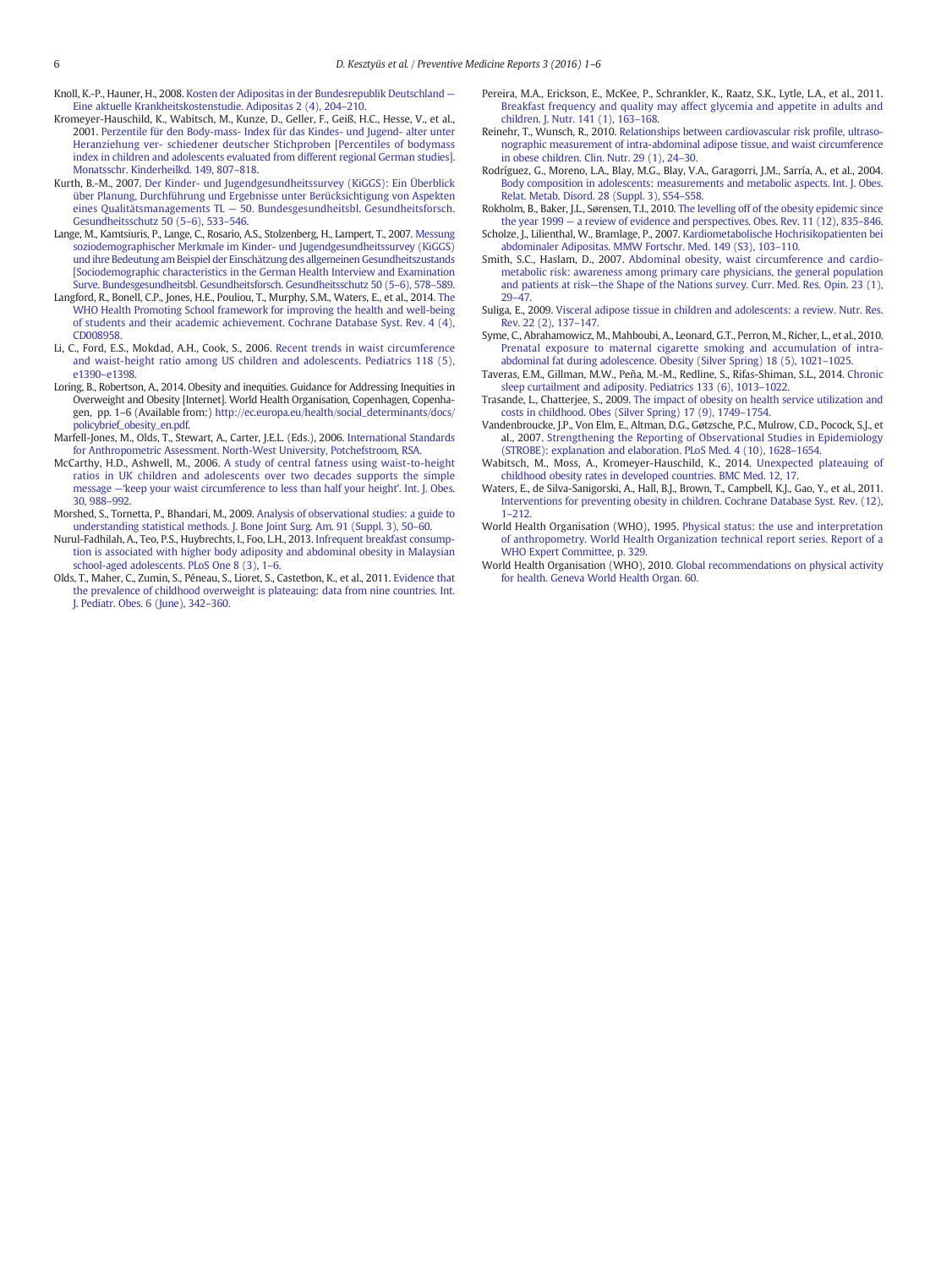Knoll, K.-P., Hauner, H., 2008. Kosten der Adipositas in der Bundesrepublik Deutschland — Eine aktuelle Krankheitskostenstudie. Adipositas 2 (4), 204–210.

Kromeyer-Hauschild, K., Wabitsch, M., Kunze, D., Geller, F., Geiß, H.C., Hesse, V., et al., 2001. Perzentile für den Body-mass- Index für das Kindes- und Jugend- alter unter Heranziehung ver- schiedener deutscher Stichproben [Percentiles of bodymass index in children and adolescents evaluated from different regional German studies]. Monatsschr. Kinderheilkd. 149, 807–818.

Kurth, B.-M., 2007. Der Kinder- und Jugendgesundheitssurvey (KiGGS): Ein Überblick über Planung, Durchführung und Ergebnisse unter Berücksichtigung von Aspekten eines Qualitätsmanagements TL — 50. Bundesgesundheitsbl. Gesundheitsforsch. Gesundheitsschutz 50 (5–6), 533–546.

Lange, M., Kamtsiuris, P., Lange, C., Rosario, A.S., Stolzenberg, H., Lampert, T., 2007. Messung soziodemographischer Merkmale im Kinder- und Jugendgesundheitssurvey (KiGGS) und ihre Bedeutung am Beispiel der Einschätzung des allgemeinen Gesundheitszustands [Sociodemographic characteristics in the German Health Interview and Examination Surve. Bundesgesundheitsbl. Gesundheitsforsch. Gesundheitsschutz 50 (5–6), 578–589.

Langford, R., Bonell, C.P., Jones, H.E., Pouliou, T., Murphy, S.M., Waters, E., et al., 2014. The WHO Health Promoting School framework for improving the health and well-being of students and their academic achievement. Cochrane Database Syst. Rev. 4 (4), CD008958.

Li, C., Ford, E.S., Mokdad, A.H., Cook, S., 2006. Recent trends in waist circumference and waist-height ratio among US children and adolescents. Pediatrics 118 (5), e1390–e1398.

Loring, B., Robertson, A., 2014. Obesity and inequities. Guidance for Addressing Inequities in Overweight and Obesity [Internet]. World Health Organisation, Copenhagen, Copenhagen, pp. 1–6 (Available from:) http://ec.europa.eu/health/social_determinants/docs/policybrief_obesity_en.pdf.

Marfell-Jones, M., Olds, T., Stewart, A., Carter, J.E.L. (Eds.), 2006. International Standards for Anthropometric Assessment. North-West University, Potchefstroom, RSA.

McCarthy, H.D., Ashwell, M., 2006. A study of central fatness using waist-to-height ratios in UK children and adolescents over two decades supports the simple message —'keep your waist circumference to less than half your height'. Int. J. Obes. 30, 988–992.

Morshed, S., Tornetta, P., Bhandari, M., 2009. Analysis of observational studies: a guide to understanding statistical methods. J. Bone Joint Surg. Am. 91 (Suppl. 3), 50–60.

Nurul-Fadhilah, A., Teo, P.S., Huybrechts, I., Foo, L.H., 2013. Infrequent breakfast consumption is associated with higher body adiposity and abdominal obesity in Malaysian school-aged adolescents. PLoS One 8 (3), 1–6.

Olds, T., Maher, C., Zumin, S., Péneau, S., Lioret, S., Castetbon, K., et al., 2011. Evidence that the prevalence of childhood overweight is plateauing: data from nine countries. Int. J. Pediatr. Obes. 6 (June), 342–360.

Pereira, M.A., Erickson, E., McKee, P., Schrankler, K., Raatz, S.K., Lytle, L.A., et al., 2011. Breakfast frequency and quality may affect glycemia and appetite in adults and children. J. Nutr. 141 (1), 163–168.

Reinehr, T., Wunsch, R., 2010. Relationships between cardiovascular risk profile, ultrasonographic measurement of intra-abdominal adipose tissue, and waist circumference in obese children. Clin. Nutr. 29 (1), 24–30.

Rodríguez, G., Moreno, L.A., Blay, M.G., Blay, V.A., Garagorri, J.M., Sarría, A., et al., 2004. Body composition in adolescents: measurements and metabolic aspects. Int. J. Obes. Relat. Metab. Disord. 28 (Suppl. 3), S54–S58.

Rokholm, B., Baker, J.L., Sørensen, T.I., 2010. The levelling off of the obesity epidemic since the year 1999 — a review of evidence and perspectives. Obes. Rev. 11 (12), 835–846.

Scholze, J., Lilienthal, W., Bramlage, P., 2007. Kardiometabolische Hochrisikopatienten bei abdominaler Adipositas. MMW Fortschr. Med. 149 (S3), 103–110.

Smith, S.C., Haslam, D., 2007. Abdominal obesity, waist circumference and cardio-metabolic risk: awareness among primary care physicians, the general population and patients at risk—the Shape of the Nations survey. Curr. Med. Res. Opin. 23 (1), 29–47.

Suliga, E., 2009. Visceral adipose tissue in children and adolescents: a review. Nutr. Res. Rev. 22 (2), 137–147.

Syme, C., Abrahamowicz, M., Mahboubi, A., Leonard, G.T., Perron, M., Richer, L., et al., 2010. Prenatal exposure to maternal cigarette smoking and accumulation of intra-abdominal fat during adolescence. Obesity (Silver Spring) 18 (5), 1021–1025.

Taveras, E.M., Gillman, M.W., Peña, M.-M., Redline, S., Rifas-Shiman, S.L., 2014. Chronic sleep curtailment and adiposity. Pediatrics 133 (6), 1013–1022.

Trasande, L., Chatterjee, S., 2009. The impact of obesity on health service utilization and costs in childhood. Obes (Silver Spring) 17 (9), 1749–1754.

Vandenbroucke, J.P., Von Elm, E., Altman, D.G., Gøtzsche, P.C., Mulrow, C.D., Pocock, S.J., et al., 2007. Strengthening the Reporting of Observational Studies in Epidemiology (STROBE): explanation and elaboration. PLoS Med. 4 (10), 1628–1654.

Wabitsch, M., Moss, A., Kromeyer-Hauschild, K., 2014. Unexpected plateauing of childhood obesity rates in developed countries. BMC Med. 12, 17.

Waters, E., de Silva-Sanigorski, A., Hall, B.J., Brown, T., Campbell, K.J., Gao, Y., et al., 2011. Interventions for preventing obesity in children. Cochrane Database Syst. Rev. (12), 1–212.

World Health Organisation (WHO), 1995. Physical status: the use and interpretation of anthropometry. World Health Organization technical report series. Report of a WHO Expert Committee, p. 329.

World Health Organisation (WHO), 2010. Global recommendations on physical activity for health. Geneva World Health Organ. 60.